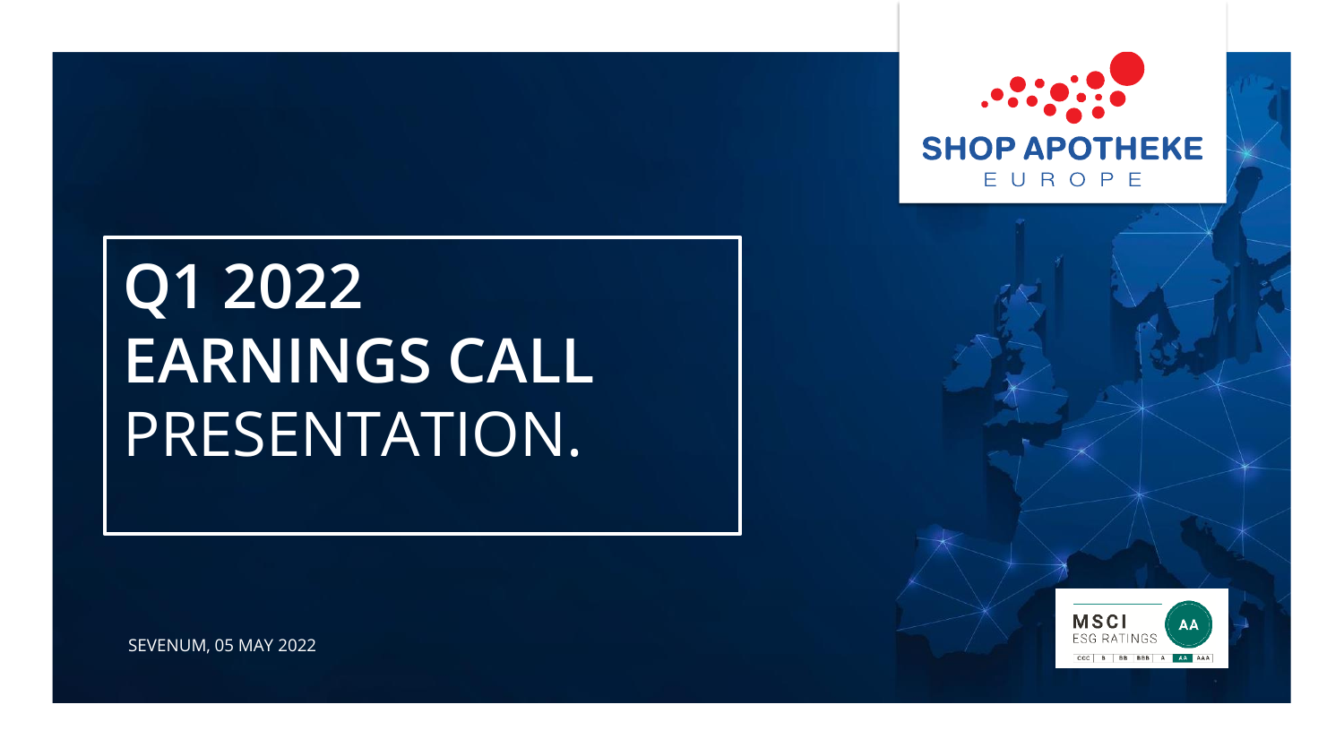SHOP APOTHEKE EUROPE

# Q1 2022 EARNINGS CALL PRESENTATION.

SEVENUM, 05 MAY 2022

MSCI ESG RATINGS AA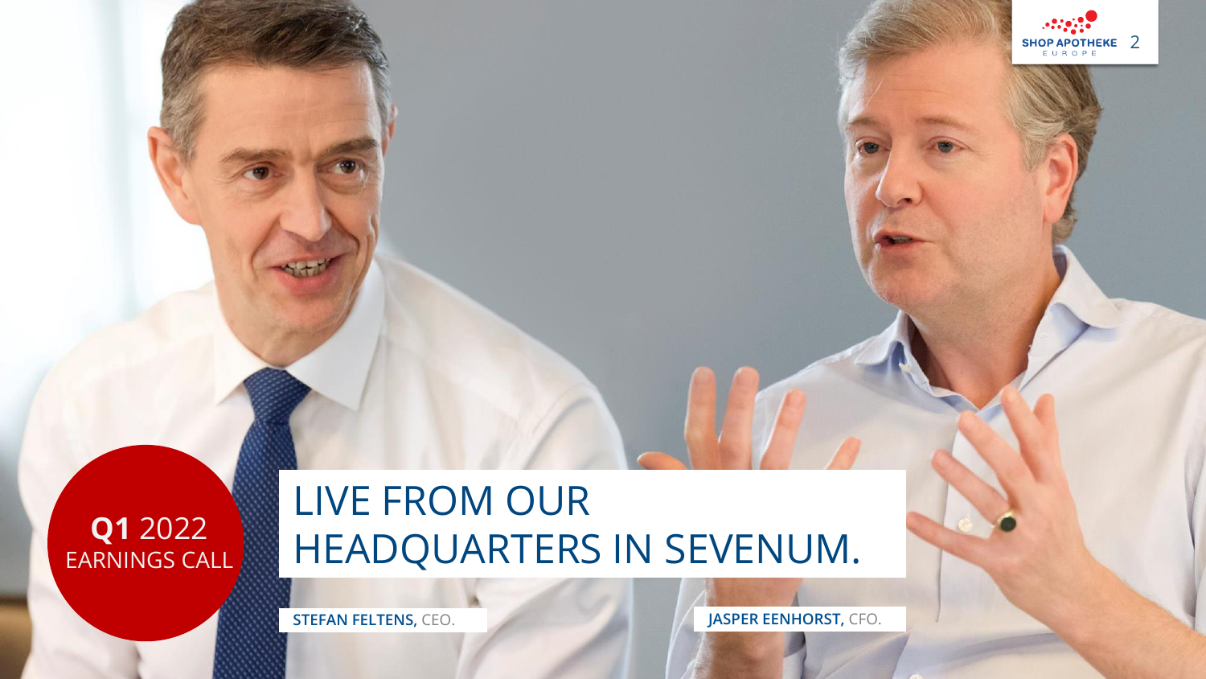**Q1** 2022
EARNINGS CALL

# LIVE FROM OUR HEADQUARTERS IN SEVENUM.

**STEFAN FELTENS,** CEO.

**JASPER EENHORST,** CFO.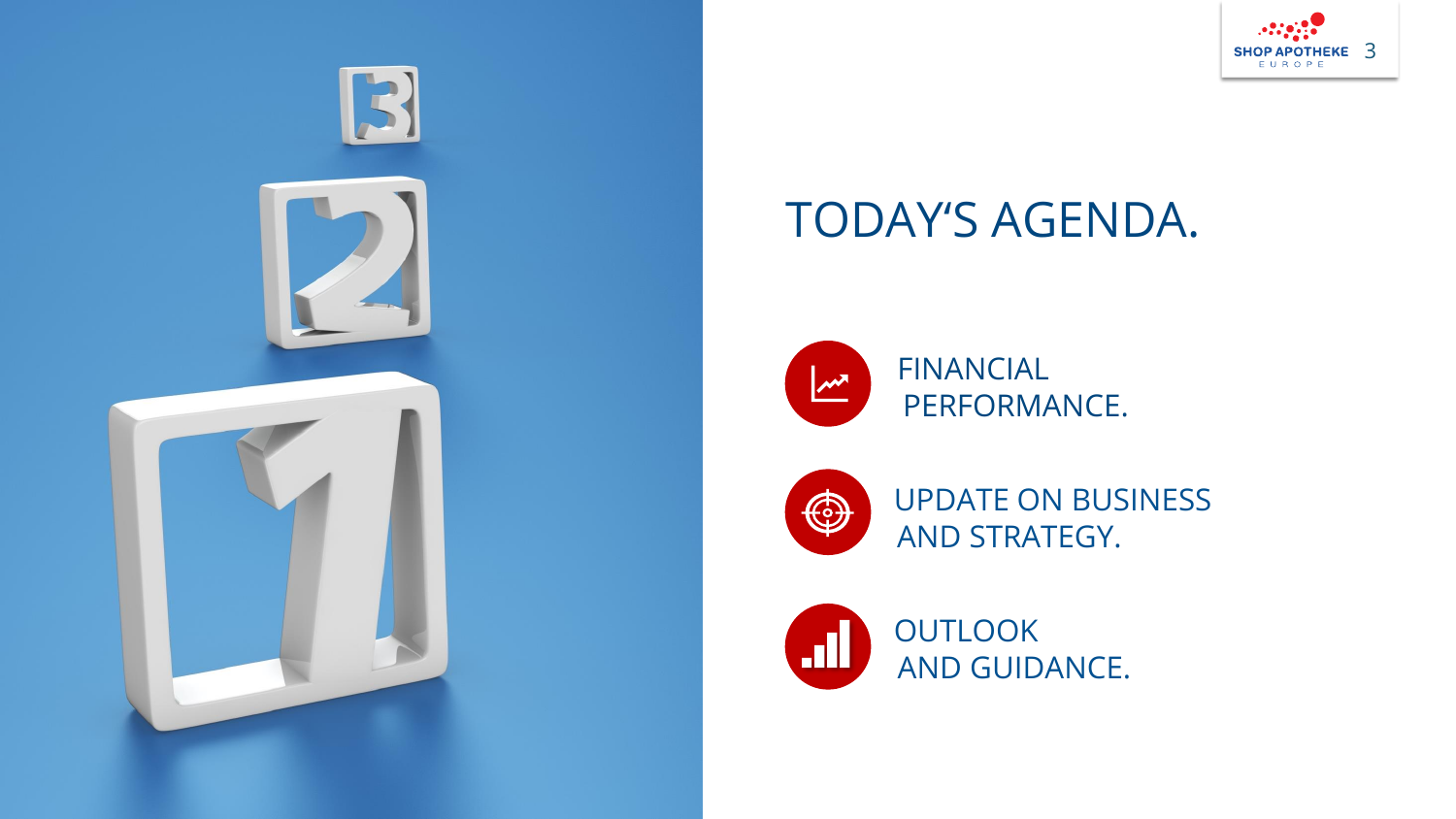# TODAY'S AGENDA.

- FINANCIAL PERFORMANCE.
- UPDATE ON BUSINESS AND STRATEGY.
- OUTLOOK AND GUIDANCE.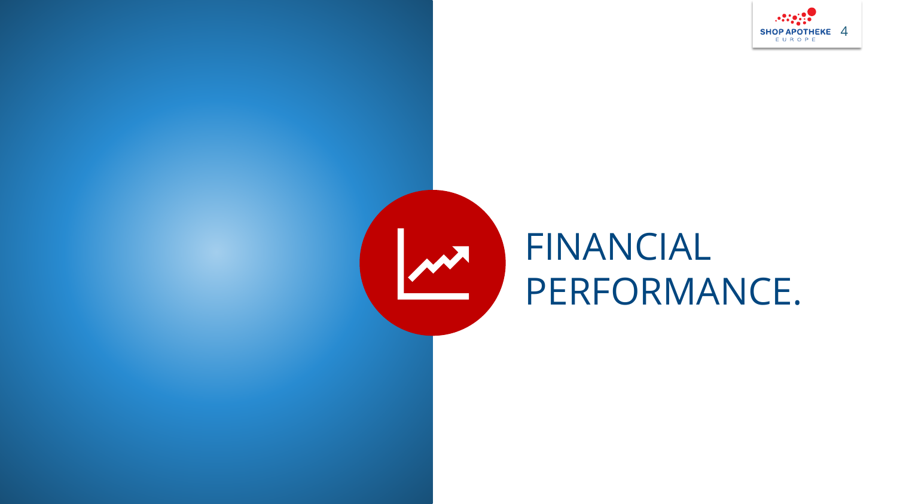# FINANCIAL PERFORMANCE.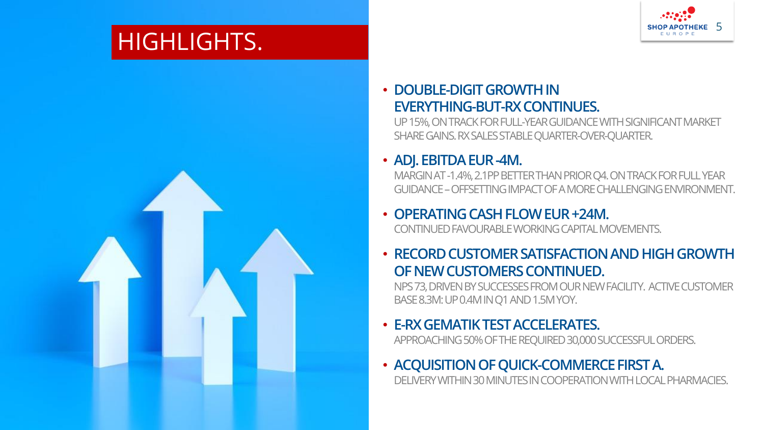# HIGHLIGHTS.

- **DOUBLE-DIGIT GROWTH IN EVERYTHING-BUT-RX CONTINUES.**
  UP 15%, ON TRACK FOR FULL-YEAR GUIDANCE WITH SIGNIFICANT MARKET SHARE GAINS. RX SALES STABLE QUARTER-OVER-QUARTER.

- **ADJ. EBITDA EUR -4M.**
  MARGIN AT -1.4%, 2.1PP BETTER THAN PRIOR Q4. ON TRACK FOR FULL YEAR GUIDANCE – OFFSETTING IMPACT OF A MORE CHALLENGING ENVIRONMENT.

- **OPERATING CASH FLOW EUR +24M.**
  CONTINUED FAVOURABLE WORKING CAPITAL MOVEMENTS.

- **RECORD CUSTOMER SATISFACTION AND HIGH GROWTH OF NEW CUSTOMERS CONTINUED.**
  NPS 73, DRIVEN BY SUCCESSES FROM OUR NEW FACILITY. ACTIVE CUSTOMER BASE 8.3M: UP 0.4M IN Q1 AND 1.5M YOY.

- **E-RX GEMATIK TEST ACCELERATES.**
  APPROACHING 50% OF THE REQUIRED 30,000 SUCCESSFUL ORDERS.

- **ACQUISITION OF QUICK-COMMERCE FIRST A.**
  DELIVERY WITHIN 30 MINUTES IN COOPERATION WITH LOCAL PHARMACIES.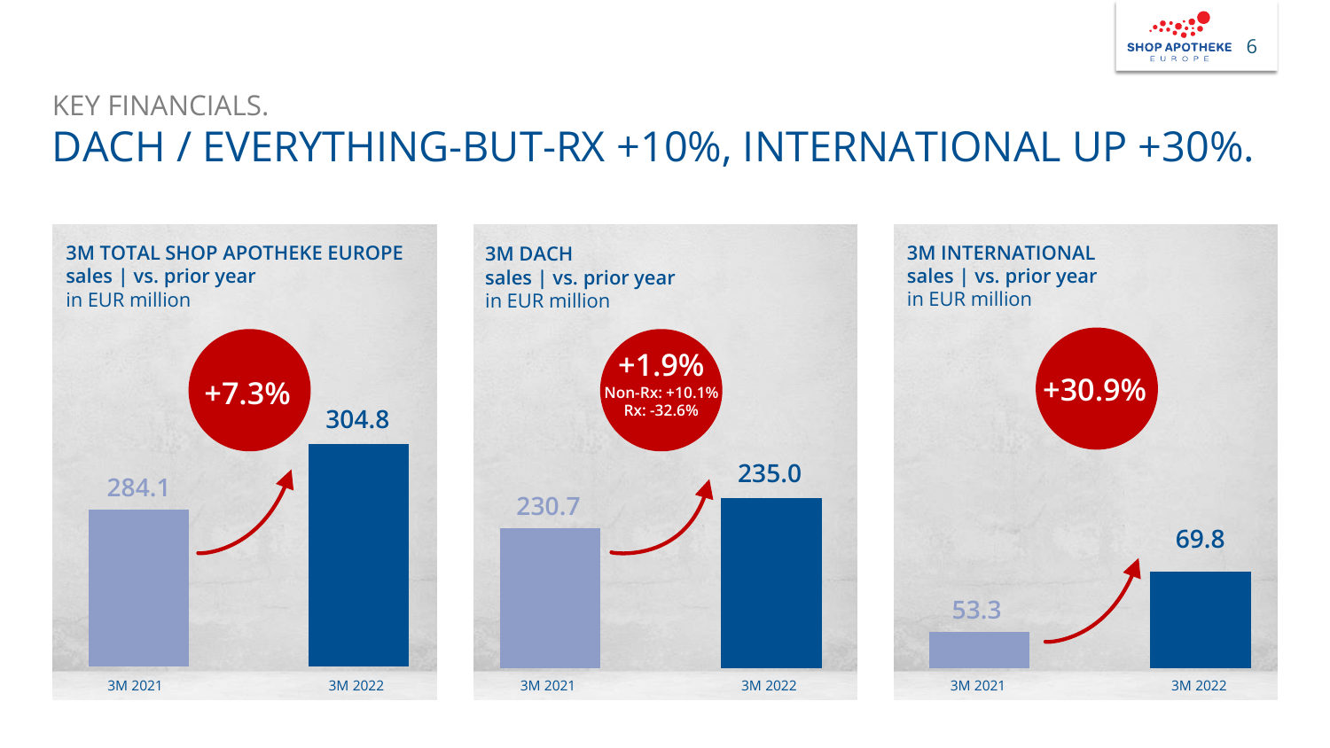KEY FINANCIALS.

# DACH / EVERYTHING-BUT-RX +10%, INTERNATIONAL UP +30%.

**3M TOTAL SHOP APOTHEKE EUROPE**
**sales | vs. prior year**
in EUR million

| | 3M 2021 | 3M 2022 |
|---|---|---|
| Sales | 284.1 | 304.8 |

**+7.3%**

**3M DACH**
**sales | vs. prior year**
in EUR million

| | 3M 2021 | 3M 2022 |
|---|---|---|
| Sales | 230.7 | 235.0 |

**+1.9%**
Non-Rx: +10.1%
Rx: -32.6%

**3M INTERNATIONAL**
**sales | vs. prior year**
in EUR million

| | 3M 2021 | 3M 2022 |
|---|---|---|
| Sales | 53.3 | 69.8 |

**+30.9%**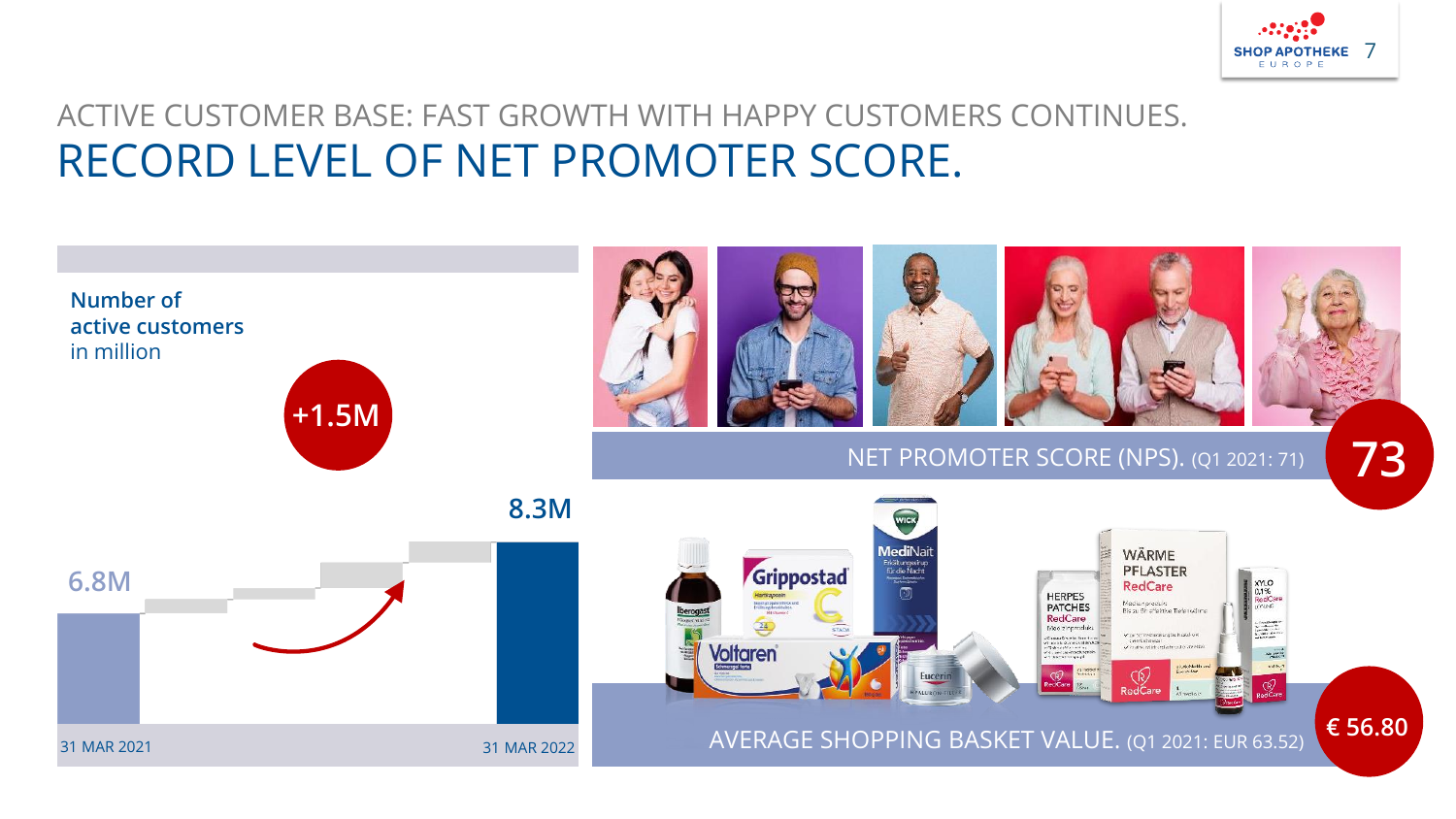# ACTIVE CUSTOMER BASE: FAST GROWTH WITH HAPPY CUSTOMERS CONTINUES.

## RECORD LEVEL OF NET PROMOTER SCORE.

**Number of active customers** in million

+1.5M

| 31 MAR 2021 | 31 MAR 2022 |
|---|---|
| 6.8M | 8.3M |

NET PROMOTER SCORE (NPS). (Q1 2021: 71) **73**

AVERAGE SHOPPING BASKET VALUE. (Q1 2021: EUR 63.52) **€ 56.80**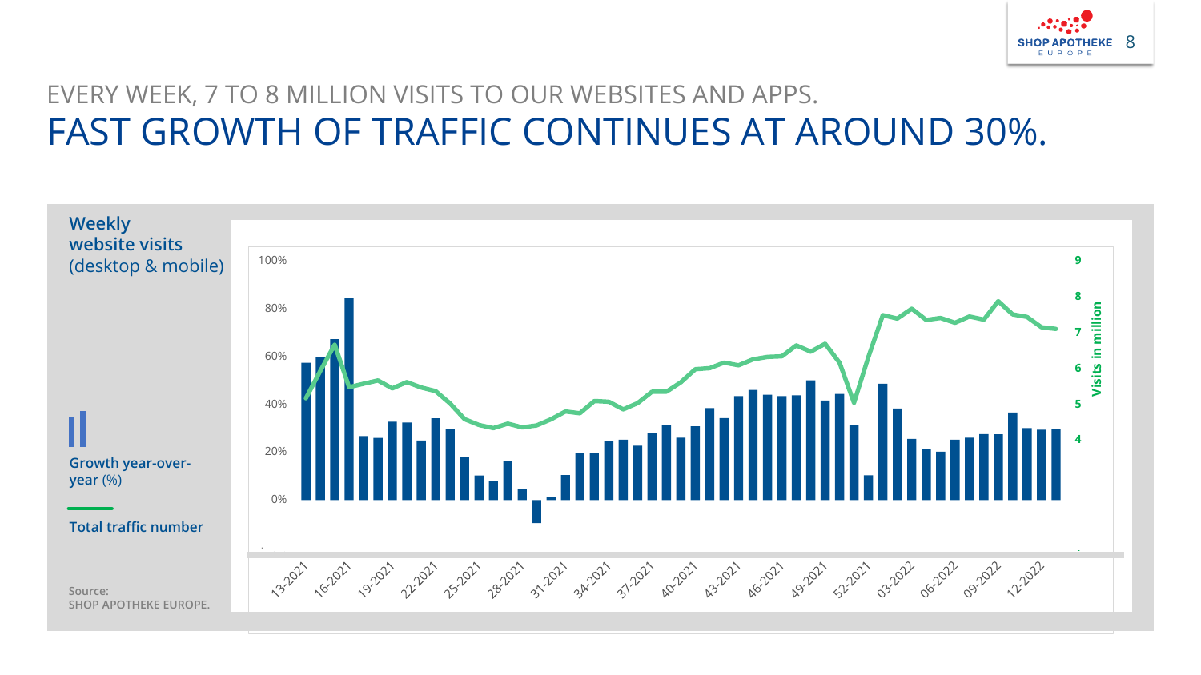EVERY WEEK, 7 TO 8 MILLION VISITS TO OUR WEBSITES AND APPS.

# FAST GROWTH OF TRAFFIC CONTINUES AT AROUND 30%.

**Weekly website visits** (desktop & mobile)

**Growth year-over-year** (%)

**Total traffic number**

100%
80%
60%
40%
20%
0%

9
8
7
6
5
4

Visits in million

13-2021, 16-2021, 19-2021, 22-2021, 25-2021, 28-2021, 31-2021, 34-2021, 37-2021, 40-2021, 43-2021, 46-2021, 49-2021, 52-2021, 03-2022, 06-2022, 09-2022, 12-2022

Source:
SHOP APOTHEKE EUROPE.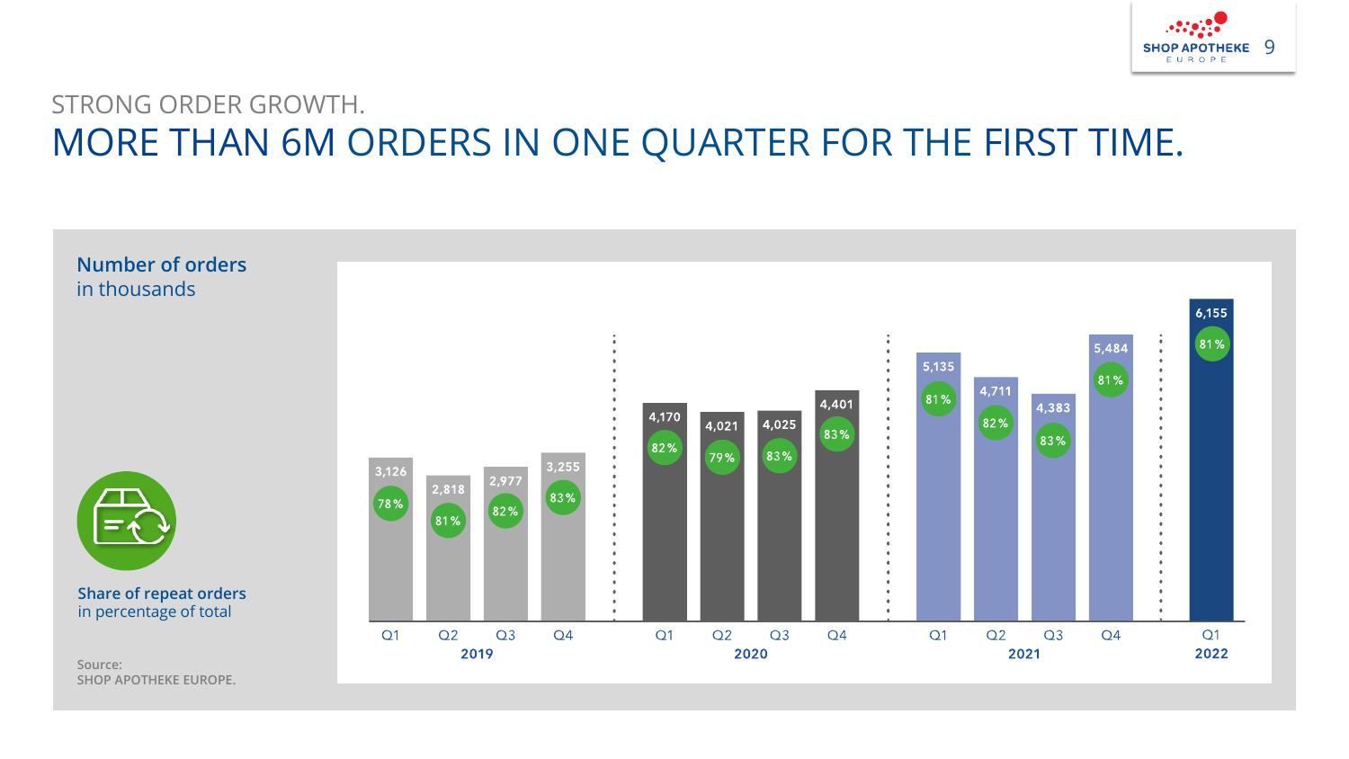STRONG ORDER GROWTH.

# MORE THAN 6M ORDERS IN ONE QUARTER FOR THE FIRST TIME.

**Number of orders**
in thousands

**Share of repeat orders**
in percentage of total

| Year | Quarter | Number of orders (thousands) | Share of repeat orders |
|---|---|---|---|
| 2019 | Q1 | 3,126 | 78 % |
| 2019 | Q2 | 2,818 | 81 % |
| 2019 | Q3 | 2,977 | 82 % |
| 2019 | Q4 | 3,255 | 83 % |
| 2020 | Q1 | 4,170 | 82 % |
| 2020 | Q2 | 4,021 | 79 % |
| 2020 | Q3 | 4,025 | 83 % |
| 2020 | Q4 | 4,401 | 83 % |
| 2021 | Q1 | 5,135 | 81 % |
| 2021 | Q2 | 4,711 | 82 % |
| 2021 | Q3 | 4,383 | 83 % |
| 2021 | Q4 | 5,484 | 81 % |
| 2022 | Q1 | 6,155 | 81 % |

Source:
SHOP APOTHEKE EUROPE.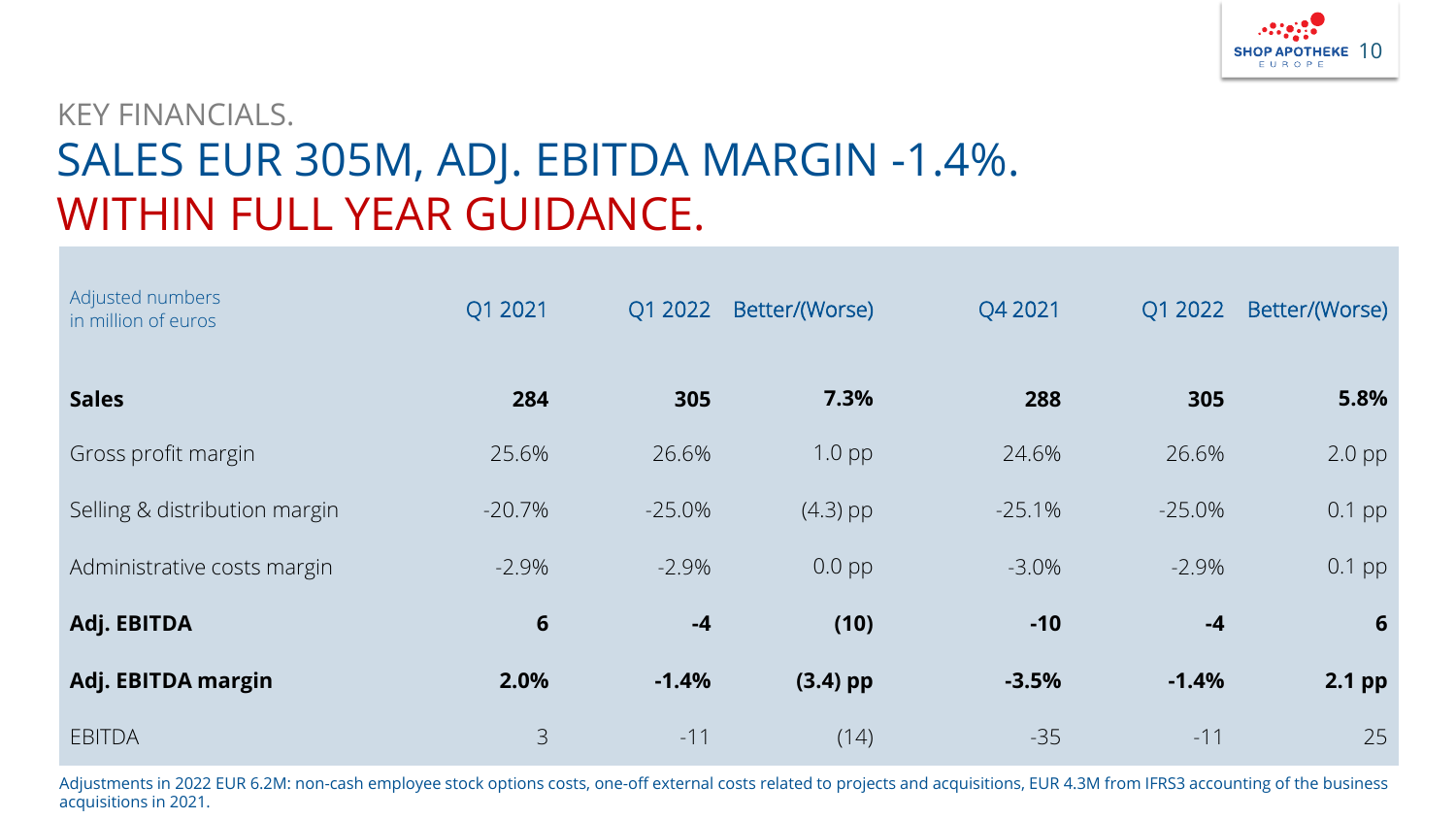KEY FINANCIALS.

# SALES EUR 305M, ADJ. EBITDA MARGIN -1.4%. WITHIN FULL YEAR GUIDANCE.

| Adjusted numbers in million of euros | Q1 2021 | Q1 2022 | Better/(Worse) | Q4 2021 | Q1 2022 | Better/(Worse) |
|---|---|---|---|---|---|---|
| **Sales** | **284** | **305** | **7.3%** | **288** | **305** | **5.8%** |
| Gross profit margin | 25.6% | 26.6% | 1.0 pp | 24.6% | 26.6% | 2.0 pp |
| Selling & distribution margin | -20.7% | -25.0% | (4.3) pp | -25.1% | -25.0% | 0.1 pp |
| Administrative costs margin | -2.9% | -2.9% | 0.0 pp | -3.0% | -2.9% | 0.1 pp |
| **Adj. EBITDA** | **6** | **-4** | **(10)** | **-10** | **-4** | **6** |
| **Adj. EBITDA margin** | **2.0%** | **-1.4%** | **(3.4) pp** | **-3.5%** | **-1.4%** | **2.1 pp** |
| EBITDA | 3 | -11 | (14) | -35 | -11 | 25 |

Adjustments in 2022 EUR 6.2M: non-cash employee stock options costs, one-off external costs related to projects and acquisitions, EUR 4.3M from IFRS3 accounting of the business acquisitions in 2021.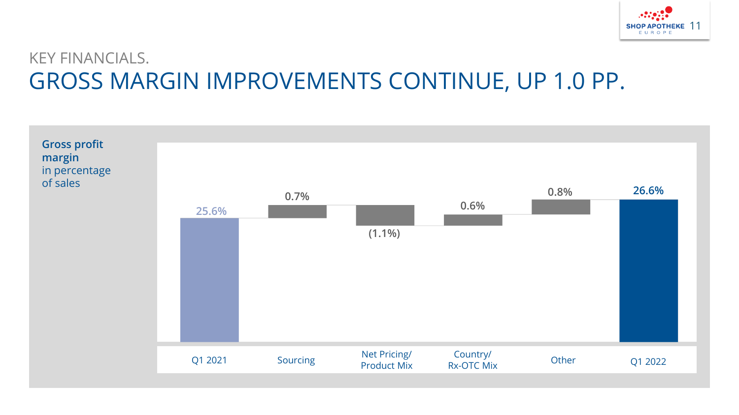KEY FINANCIALS.

# GROSS MARGIN IMPROVEMENTS CONTINUE, UP 1.0 PP.

**Gross profit margin**
in percentage of sales

| Q1 2021 | Sourcing | Net Pricing/ Product Mix | Country/ Rx-OTC Mix | Other | Q1 2022 |
|---|---|---|---|---|---|
| 25.6% | 0.7% | (1.1%) | 0.6% | 0.8% | 26.6% |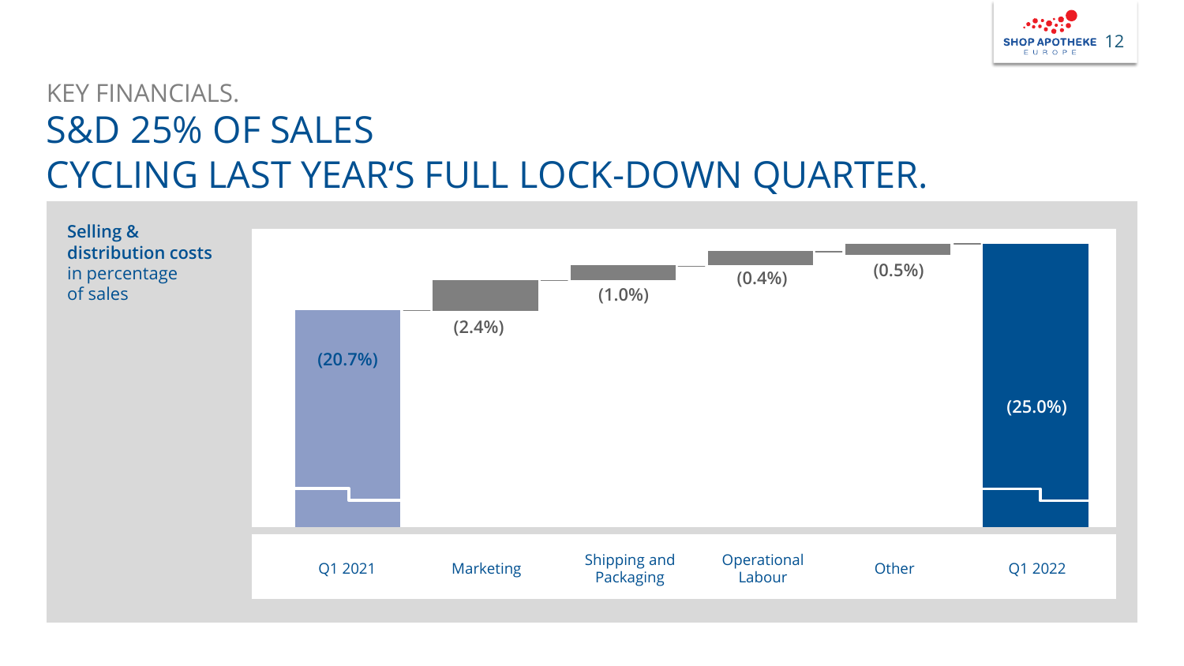KEY FINANCIALS.

# S&D 25% OF SALES CYCLING LAST YEAR'S FULL LOCK-DOWN QUARTER.

**Selling & distribution costs** in percentage of sales

| Q1 2021 | Marketing | Shipping and Packaging | Operational Labour | Other | Q1 2022 |
|---|---|---|---|---|---|
| (20.7%) | (2.4%) | (1.0%) | (0.4%) | (0.5%) | (25.0%) |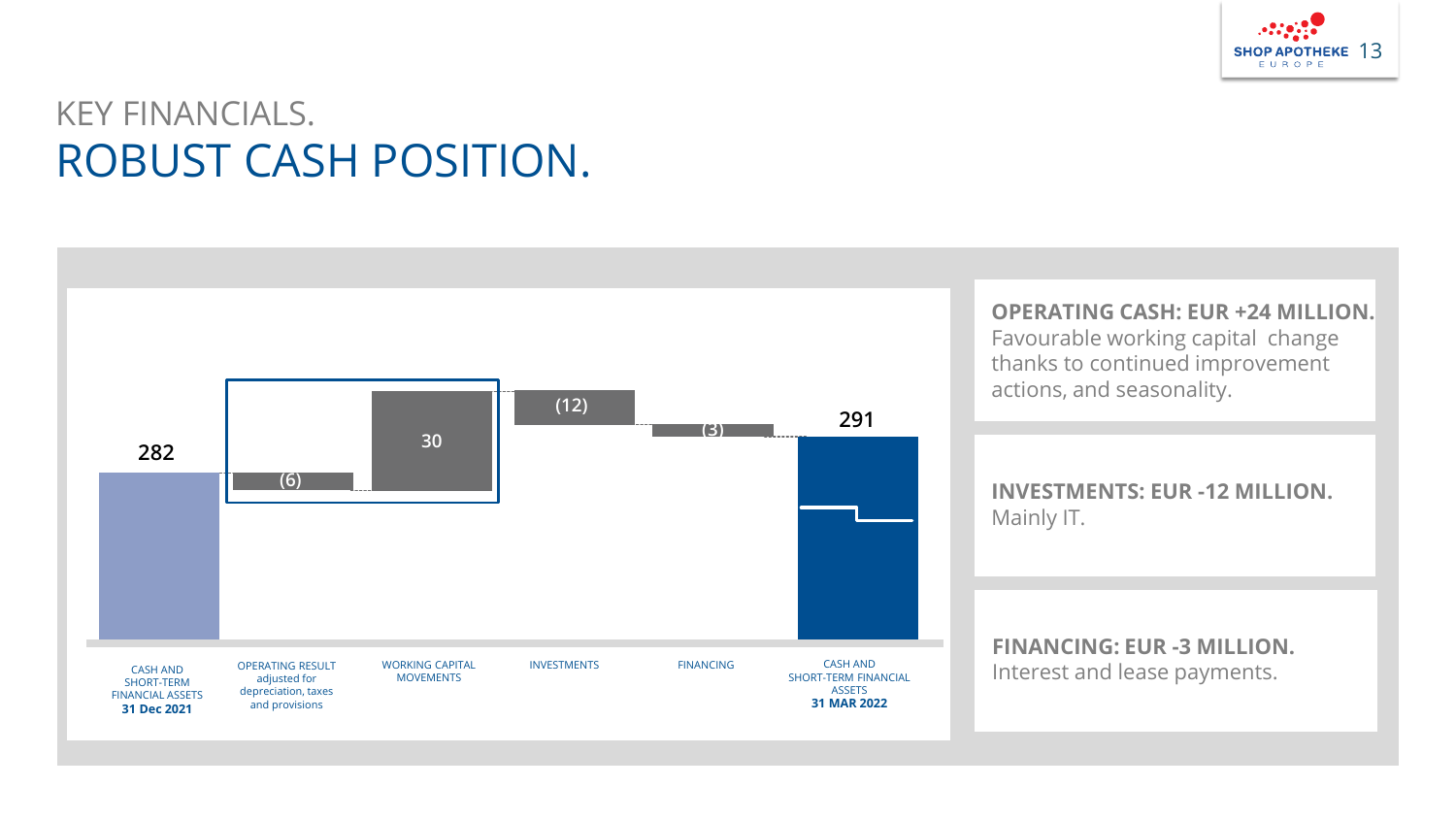# KEY FINANCIALS.

## ROBUST CASH POSITION.

| CASH AND SHORT-TERM FINANCIAL ASSETS **31 Dec 2021** | OPERATING RESULT adjusted for depreciation, taxes and provisions | WORKING CAPITAL MOVEMENTS | INVESTMENTS | FINANCING | CASH AND SHORT-TERM FINANCIAL ASSETS **31 MAR 2022** |
| --- | --- | --- | --- | --- | --- |
| 282 | (6) | 30 | (12) | (3) | 291 |

**OPERATING CASH: EUR +24 MILLION.**
Favourable working capital change thanks to continued improvement actions, and seasonality.

**INVESTMENTS: EUR -12 MILLION.**
Mainly IT.

**FINANCING: EUR -3 MILLION.**
Interest and lease payments.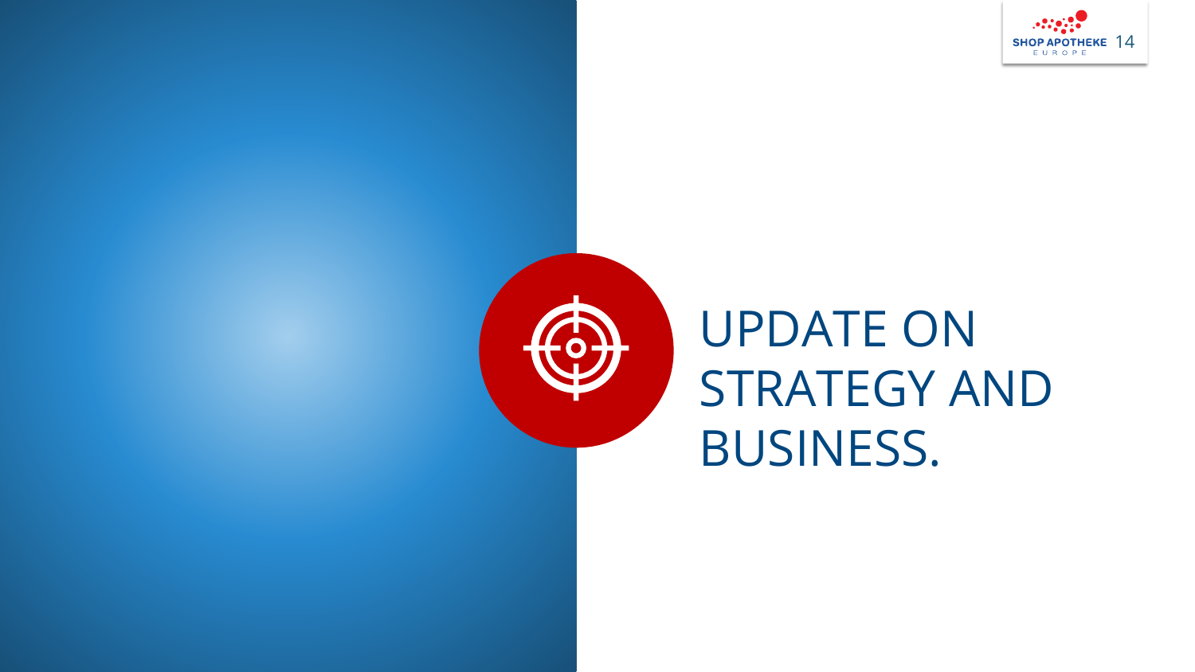# UPDATE ON STRATEGY AND BUSINESS.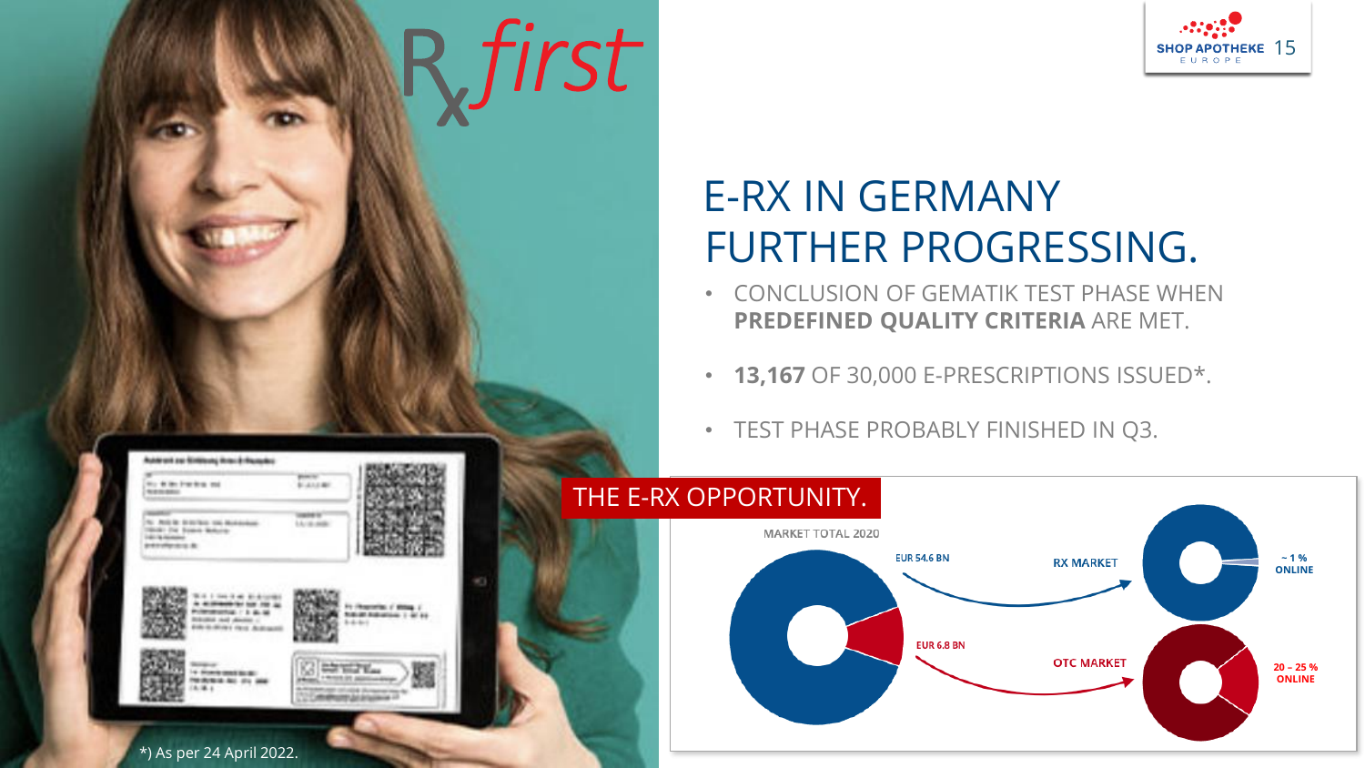# E-RX IN GERMANY FURTHER PROGRESSING.

- CONCLUSION OF GEMATIK TEST PHASE WHEN **PREDEFINED QUALITY CRITERIA** ARE MET.
- **13,167** OF 30,000 E-PRESCRIPTIONS ISSUED*.
- TEST PHASE PROBABLY FINISHED IN Q3.

## THE E-RX OPPORTUNITY.

MARKET TOTAL 2020

- EUR 54.6 BN → RX MARKET: ~ 1 % ONLINE
- EUR 6.8 BN → OTC MARKET: 20 – 25 % ONLINE

*) As per 24 April 2022.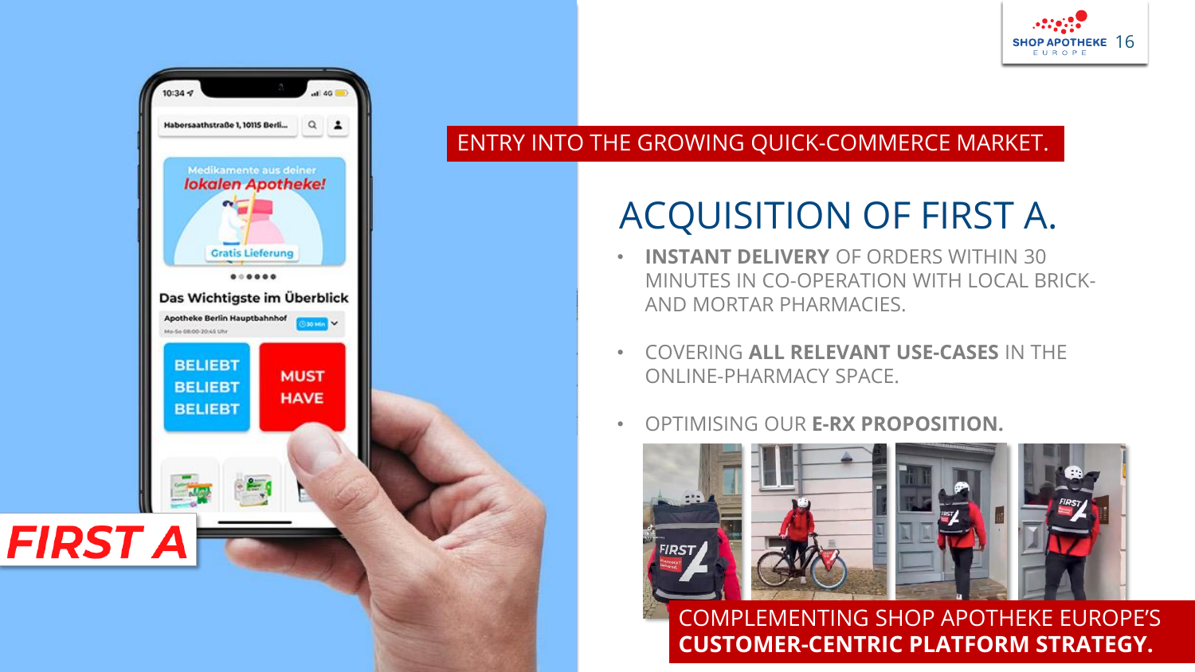ENTRY INTO THE GROWING QUICK-COMMERCE MARKET.

# ACQUISITION OF FIRST A.

- **INSTANT DELIVERY** OF ORDERS WITHIN 30 MINUTES IN CO-OPERATION WITH LOCAL BRICK-AND MORTAR PHARMACIES.
- COVERING **ALL RELEVANT USE-CASES** IN THE ONLINE-PHARMACY SPACE.
- OPTIMISING OUR **E-RX PROPOSITION.**

FIRST A

COMPLEMENTING SHOP APOTHEKE EUROPE'S **CUSTOMER-CENTRIC PLATFORM STRATEGY.**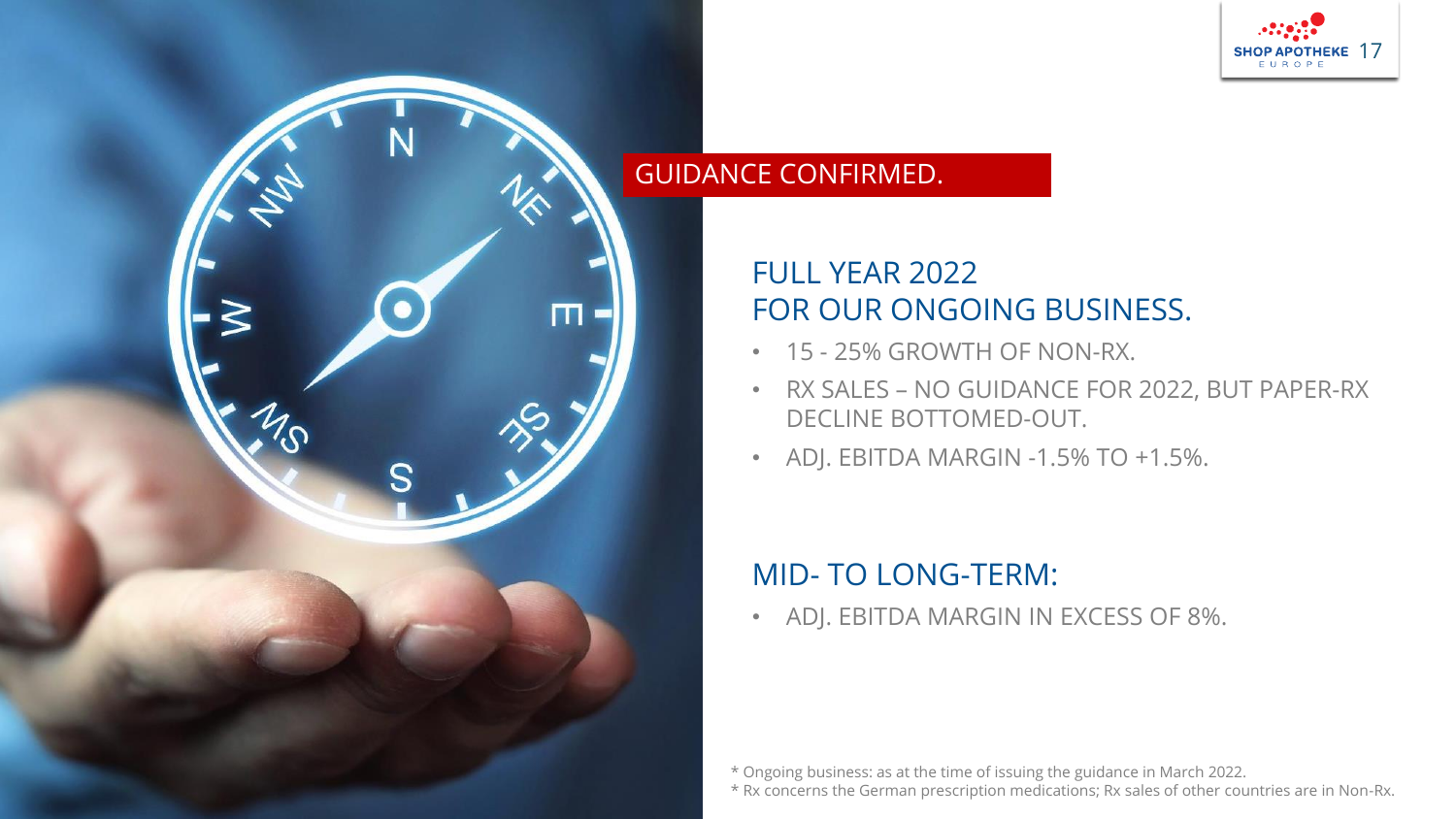## GUIDANCE CONFIRMED.

### FULL YEAR 2022 FOR OUR ONGOING BUSINESS.

- 15 - 25% GROWTH OF NON-RX.
- RX SALES – NO GUIDANCE FOR 2022, BUT PAPER-RX DECLINE BOTTOMED-OUT.
- ADJ. EBITDA MARGIN -1.5% TO +1.5%.

### MID- TO LONG-TERM:

- ADJ. EBITDA MARGIN IN EXCESS OF 8%.

\* Ongoing business: as at the time of issuing the guidance in March 2022.
\* Rx concerns the German prescription medications; Rx sales of other countries are in Non-Rx.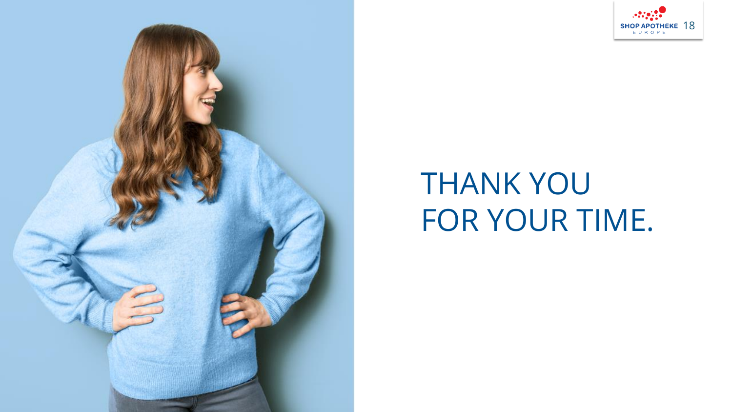# THANK YOU FOR YOUR TIME.